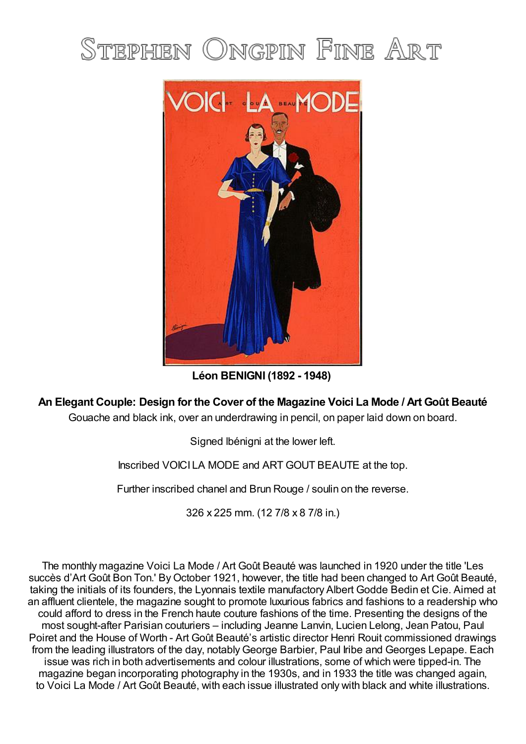# Stephen Ongpin Fine Art

**Léon BENIGNI (1892 - 1948)**

**An Elegant Couple: Design for the Cover of the Magazine Voici La Mode / Art Goût Beauté**

Gouache and black ink, over an underdrawing in pencil, on paper laid down on board.

Signed lbénigni at the lower left.

Inscribed VOICI LA MODE and ART GOUT BEAUTE at the top.

Further inscribed chanel and Brun Rouge / soulin on the reverse.

326 x 225 mm. (12 7/8 x 8 7/8 in.)

The monthly magazine Voici La Mode / Art Goût Beauté was launched in 1920 under the title 'Les succès d'Art Goût Bon Ton.' By October 1921, however, the title had been changed to Art Goût Beauté, taking the initials of its founders, the Lyonnais textile manufactory Albert Godde Bedin et Cie. Aimed at an affluent clientele, the magazine sought to promote luxurious fabrics and fashions to a readership who could afford to dress in the French haute couture fashions of the time. Presenting the designs of the most sought-after Parisian couturiers – including Jeanne Lanvin, Lucien Lelong, Jean Patou, Paul Poiret and the House of Worth - Art Goût Beauté's artistic director Henri Rouit commissioned drawings from the leading illustrators of the day, notably George Barbier, Paul Iribe and Georges Lepape. Each issue was rich in both advertisements and colour illustrations, some of which were tipped-in. The magazine began incorporating photography in the 1930s, and in 1933 the title was changed again, to Voici La Mode / Art Goût Beauté, with each issue illustrated only with black and white illustrations.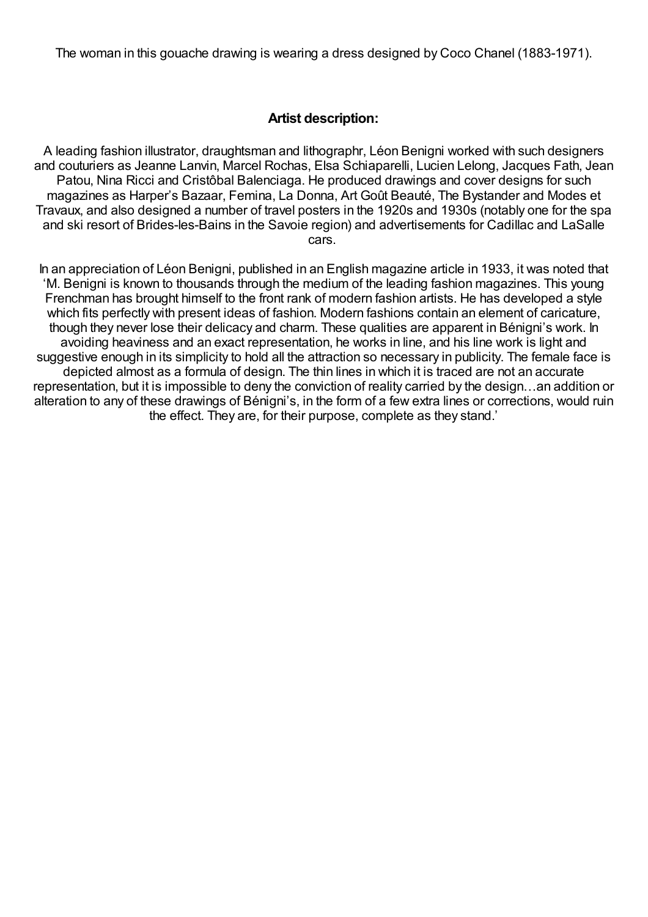The woman in this gouache drawing is wearing a dress designed by Coco Chanel (1883-1971).

## Artist description:

A leading fashion illustrator, draughtsman and lithographr, Léon Benigni worked with such designers and couturiers as Jeanne Lanvin, Marcel Rochas, Elsa Schiaparelli, Lucien Lelong, Jacques Fath, Jean Patou, Nina Ricci and Cristôbal Balenciaga. He produced drawings and cover designs for such magazines as Harper's Bazaar, Femina, La Donna, Art Goût Beauté, The Bystander and Modes et Travaux, and also designed a number of travel posters in the 1920s and 1930s (notably one for the spa and ski resort of Brides-les-Bains in the Savoie region) and advertisements for Cadillac and LaSalle cars.

In an appreciation of Léon Benigni, published in an English magazine article in 1933, it was noted that 'M. Benigni is known to thousands through the medium of the leading fashion magazines. This young Frenchman has brought himself to the front rank of modern fashion artists. He has developed a style which fits perfectly with present ideas of fashion. Modern fashions contain an element of caricature, though they never lose their delicacy and charm. These qualities are apparent in Bénigni's work. In avoiding heaviness and an exact representation, he works in line, and his line work is light and suggestive enough in its simplicity to hold all the attraction so necessary in publicity. The female face is depicted almost as a formula of design. The thin lines in which it is traced are not an accurate representation, but it is impossible to deny the conviction of reality carried by the design…an addition or alteration to any of these drawings of Bénigni's, in the form of a few extra lines or corrections, would ruin the effect. They are, for their purpose, complete as they stand.'